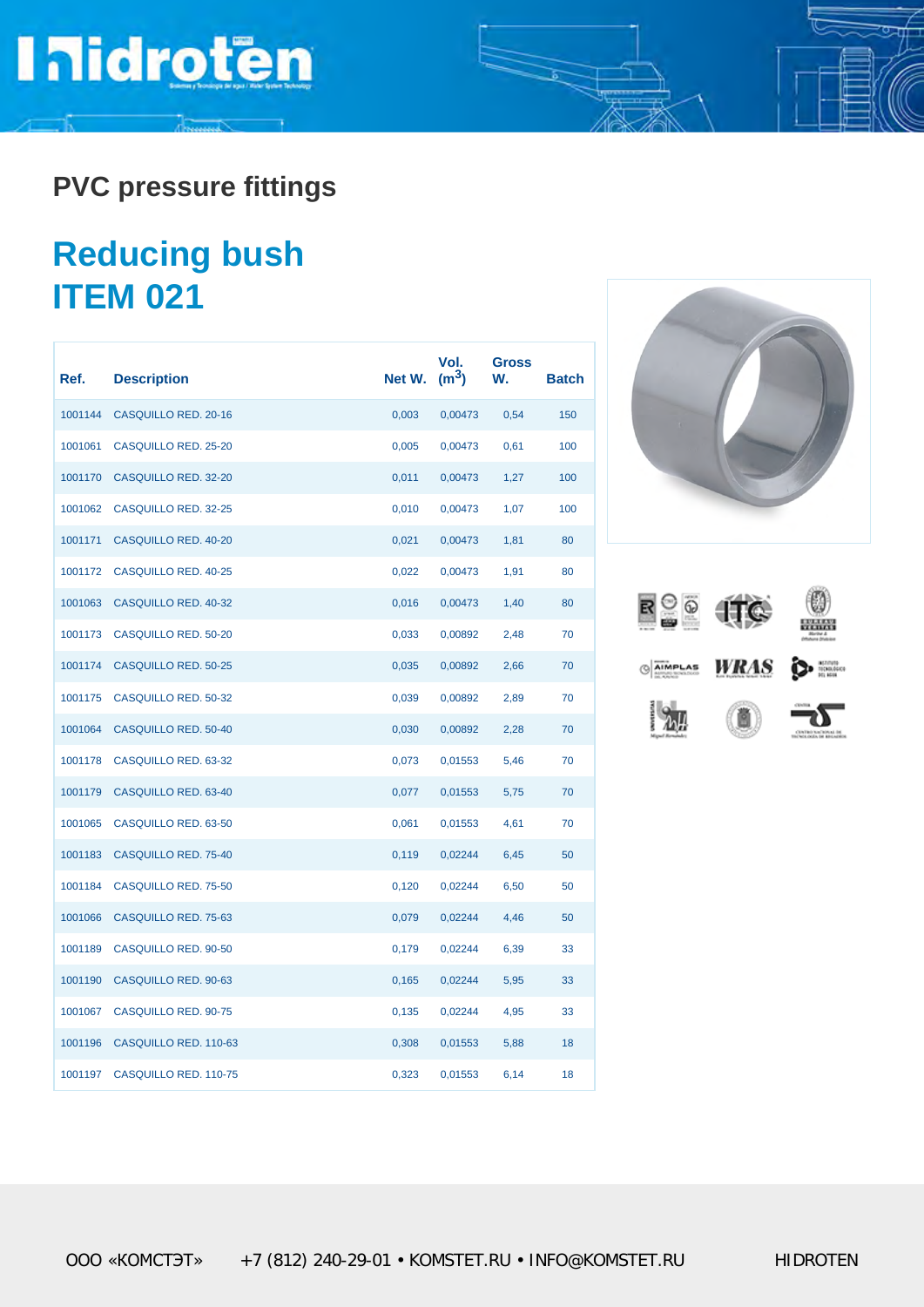## PVC pressure fittings

# Reducing bush
# ITEM 021

| Ref. | Description | Net W. | Vol. ($m^3$) | Gross W. | Batch |
|---|---|---|---|---|---|
| 1001144 | CASQUILLO RED. 20-16 | 0,003 | 0,00473 | 0,54 | 150 |
| 1001061 | CASQUILLO RED. 25-20 | 0,005 | 0,00473 | 0,61 | 100 |
| 1001170 | CASQUILLO RED. 32-20 | 0,011 | 0,00473 | 1,27 | 100 |
| 1001062 | CASQUILLO RED. 32-25 | 0,010 | 0,00473 | 1,07 | 100 |
| 1001171 | CASQUILLO RED. 40-20 | 0,021 | 0,00473 | 1,81 | 80 |
| 1001172 | CASQUILLO RED. 40-25 | 0,022 | 0,00473 | 1,91 | 80 |
| 1001063 | CASQUILLO RED. 40-32 | 0,016 | 0,00473 | 1,40 | 80 |
| 1001173 | CASQUILLO RED. 50-20 | 0,033 | 0,00892 | 2,48 | 70 |
| 1001174 | CASQUILLO RED. 50-25 | 0,035 | 0,00892 | 2,66 | 70 |
| 1001175 | CASQUILLO RED. 50-32 | 0,039 | 0,00892 | 2,89 | 70 |
| 1001064 | CASQUILLO RED. 50-40 | 0,030 | 0,00892 | 2,28 | 70 |
| 1001178 | CASQUILLO RED. 63-32 | 0,073 | 0,01553 | 5,46 | 70 |
| 1001179 | CASQUILLO RED. 63-40 | 0,077 | 0,01553 | 5,75 | 70 |
| 1001065 | CASQUILLO RED. 63-50 | 0,061 | 0,01553 | 4,61 | 70 |
| 1001183 | CASQUILLO RED. 75-40 | 0,119 | 0,02244 | 6,45 | 50 |
| 1001184 | CASQUILLO RED. 75-50 | 0,120 | 0,02244 | 6,50 | 50 |
| 1001066 | CASQUILLO RED. 75-63 | 0,079 | 0,02244 | 4,46 | 50 |
| 1001189 | CASQUILLO RED. 90-50 | 0,179 | 0,02244 | 6,39 | 33 |
| 1001190 | CASQUILLO RED. 90-63 | 0,165 | 0,02244 | 5,95 | 33 |
| 1001067 | CASQUILLO RED. 90-75 | 0,135 | 0,02244 | 4,95 | 33 |
| 1001196 | CASQUILLO RED. 110-63 | 0,308 | 0,01553 | 5,88 | 18 |
| 1001197 | CASQUILLO RED. 110-75 | 0,323 | 0,01553 | 6,14 | 18 |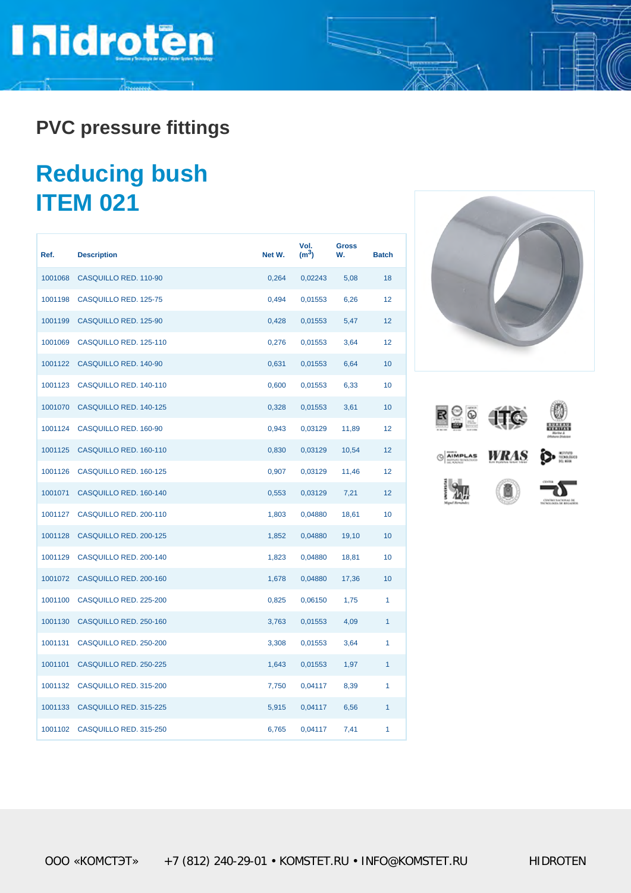## PVC pressure fittings

# Reducing bush
# ITEM 021

| Ref. | Description | Net W. | Vol. ($m^3$) | Gross W. | Batch |
|---|---|---|---|---|---|
| 1001068 | CASQUILLO RED. 110-90 | 0,264 | 0,02243 | 5,08 | 18 |
| 1001198 | CASQUILLO RED. 125-75 | 0,494 | 0,01553 | 6,26 | 12 |
| 1001199 | CASQUILLO RED. 125-90 | 0,428 | 0,01553 | 5,47 | 12 |
| 1001069 | CASQUILLO RED. 125-110 | 0,276 | 0,01553 | 3,64 | 12 |
| 1001122 | CASQUILLO RED. 140-90 | 0,631 | 0,01553 | 6,64 | 10 |
| 1001123 | CASQUILLO RED. 140-110 | 0,600 | 0,01553 | 6,33 | 10 |
| 1001070 | CASQUILLO RED. 140-125 | 0,328 | 0,01553 | 3,61 | 10 |
| 1001124 | CASQUILLO RED. 160-90 | 0,943 | 0,03129 | 11,89 | 12 |
| 1001125 | CASQUILLO RED. 160-110 | 0,830 | 0,03129 | 10,54 | 12 |
| 1001126 | CASQUILLO RED. 160-125 | 0,907 | 0,03129 | 11,46 | 12 |
| 1001071 | CASQUILLO RED. 160-140 | 0,553 | 0,03129 | 7,21 | 12 |
| 1001127 | CASQUILLO RED. 200-110 | 1,803 | 0,04880 | 18,61 | 10 |
| 1001128 | CASQUILLO RED. 200-125 | 1,852 | 0,04880 | 19,10 | 10 |
| 1001129 | CASQUILLO RED. 200-140 | 1,823 | 0,04880 | 18,81 | 10 |
| 1001072 | CASQUILLO RED. 200-160 | 1,678 | 0,04880 | 17,36 | 10 |
| 1001100 | CASQUILLO RED. 225-200 | 0,825 | 0,06150 | 1,75 | 1 |
| 1001130 | CASQUILLO RED. 250-160 | 3,763 | 0,01553 | 4,09 | 1 |
| 1001131 | CASQUILLO RED. 250-200 | 3,308 | 0,01553 | 3,64 | 1 |
| 1001101 | CASQUILLO RED. 250-225 | 1,643 | 0,01553 | 1,97 | 1 |
| 1001132 | CASQUILLO RED. 315-200 | 7,750 | 0,04117 | 8,39 | 1 |
| 1001133 | CASQUILLO RED. 315-225 | 5,915 | 0,04117 | 6,56 | 1 |
| 1001102 | CASQUILLO RED. 315-250 | 6,765 | 0,04117 | 7,41 | 1 |

ООО «КОМСТЭТ» +7 (812) 240-29-01 • KOMSTET.RU • INFO@KOMSTET.RU HIDROTEN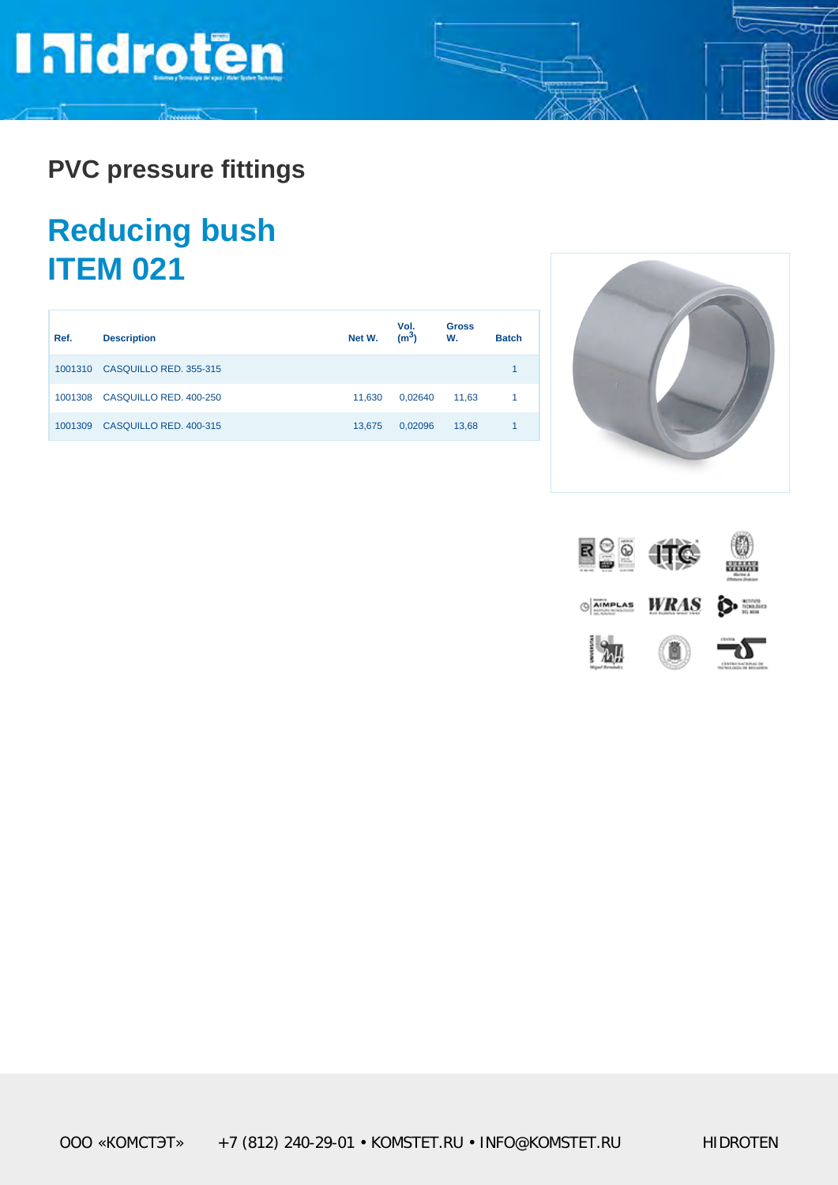## PVC pressure fittings

# Reducing bush
# ITEM 021

| Ref. | Description | Net W. | Vol. ($m^3$) | Gross W. | Batch |
|---|---|---|---|---|---|
| 1001310 | CASQUILLO RED. 355-315 | | | | 1 |
| 1001308 | CASQUILLO RED. 400-250 | 11,630 | 0,02640 | 11,63 | 1 |
| 1001309 | CASQUILLO RED. 400-315 | 13,675 | 0,02096 | 13,68 | 1 |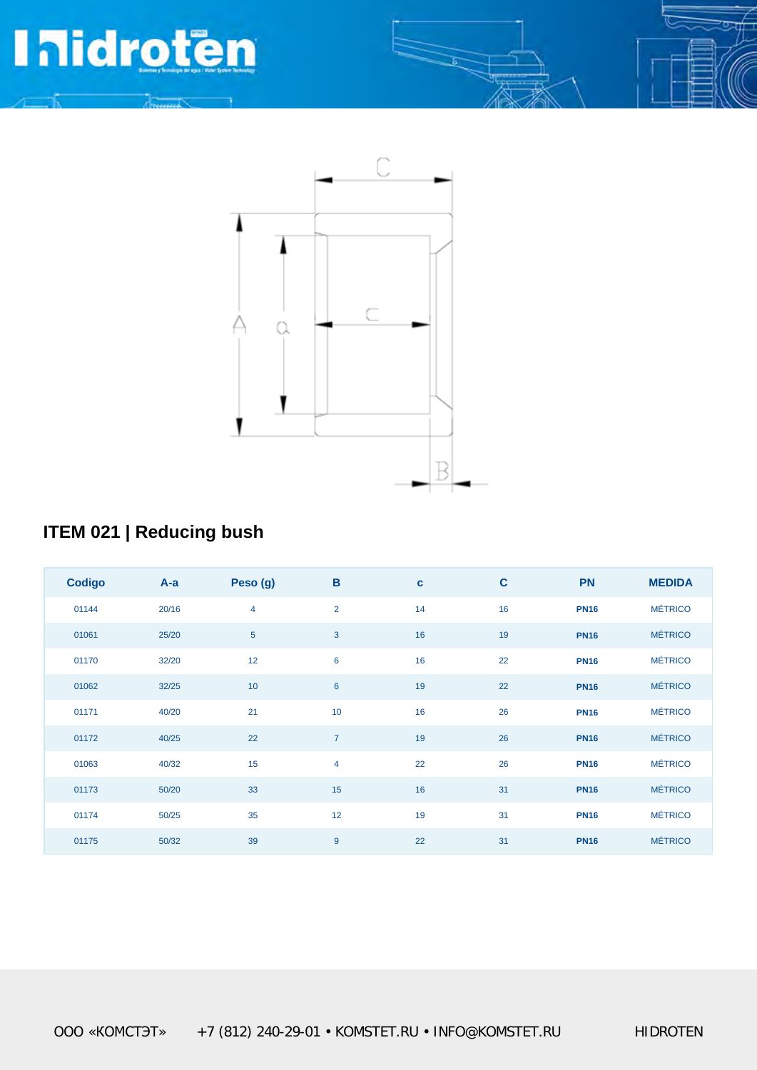## ITEM 021 | Reducing bush

| Codigo | A-a | Peso (g) | B | c | C | PN | MEDIDA |
|---|---|---|---|---|---|---|---|
| 01144 | 20/16 | 4 | 2 | 14 | 16 | **PN16** | MÉTRICO |
| 01061 | 25/20 | 5 | 3 | 16 | 19 | **PN16** | MÉTRICO |
| 01170 | 32/20 | 12 | 6 | 16 | 22 | **PN16** | MÉTRICO |
| 01062 | 32/25 | 10 | 6 | 19 | 22 | **PN16** | MÉTRICO |
| 01171 | 40/20 | 21 | 10 | 16 | 26 | **PN16** | MÉTRICO |
| 01172 | 40/25 | 22 | 7 | 19 | 26 | **PN16** | MÉTRICO |
| 01063 | 40/32 | 15 | 4 | 22 | 26 | **PN16** | MÉTRICO |
| 01173 | 50/20 | 33 | 15 | 16 | 31 | **PN16** | MÉTRICO |
| 01174 | 50/25 | 35 | 12 | 19 | 31 | **PN16** | MÉTRICO |
| 01175 | 50/32 | 39 | 9 | 22 | 31 | **PN16** | MÉTRICO |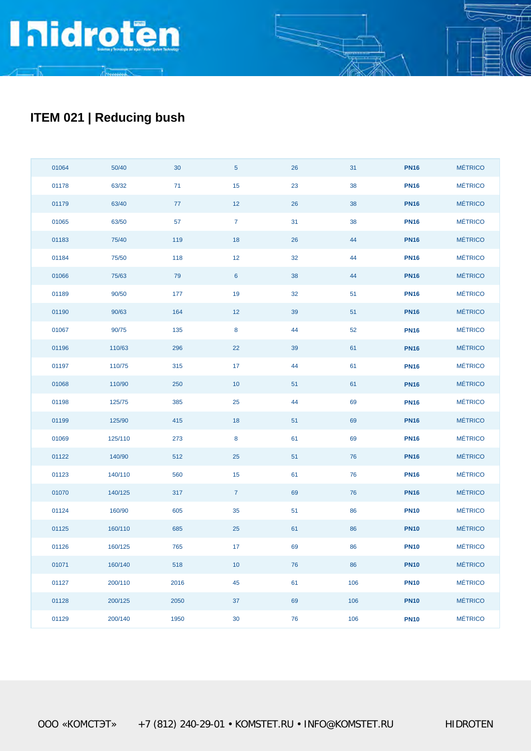## ITEM 021 | Reducing bush

| | | | | | | | |
|---|---|---|---|---|---|---|---|
| 01064 | 50/40 | 30 | 5 | 26 | 31 | **PN16** | MÉTRICO |
| 01178 | 63/32 | 71 | 15 | 23 | 38 | **PN16** | MÉTRICO |
| 01179 | 63/40 | 77 | 12 | 26 | 38 | **PN16** | MÉTRICO |
| 01065 | 63/50 | 57 | 7 | 31 | 38 | **PN16** | MÉTRICO |
| 01183 | 75/40 | 119 | 18 | 26 | 44 | **PN16** | MÉTRICO |
| 01184 | 75/50 | 118 | 12 | 32 | 44 | **PN16** | MÉTRICO |
| 01066 | 75/63 | 79 | 6 | 38 | 44 | **PN16** | MÉTRICO |
| 01189 | 90/50 | 177 | 19 | 32 | 51 | **PN16** | MÉTRICO |
| 01190 | 90/63 | 164 | 12 | 39 | 51 | **PN16** | MÉTRICO |
| 01067 | 90/75 | 135 | 8 | 44 | 52 | **PN16** | MÉTRICO |
| 01196 | 110/63 | 296 | 22 | 39 | 61 | **PN16** | MÉTRICO |
| 01197 | 110/75 | 315 | 17 | 44 | 61 | **PN16** | MÉTRICO |
| 01068 | 110/90 | 250 | 10 | 51 | 61 | **PN16** | MÉTRICO |
| 01198 | 125/75 | 385 | 25 | 44 | 69 | **PN16** | MÉTRICO |
| 01199 | 125/90 | 415 | 18 | 51 | 69 | **PN16** | MÉTRICO |
| 01069 | 125/110 | 273 | 8 | 61 | 69 | **PN16** | MÉTRICO |
| 01122 | 140/90 | 512 | 25 | 51 | 76 | **PN16** | MÉTRICO |
| 01123 | 140/110 | 560 | 15 | 61 | 76 | **PN16** | MÉTRICO |
| 01070 | 140/125 | 317 | 7 | 69 | 76 | **PN16** | MÉTRICO |
| 01124 | 160/90 | 605 | 35 | 51 | 86 | **PN10** | MÉTRICO |
| 01125 | 160/110 | 685 | 25 | 61 | 86 | **PN10** | MÉTRICO |
| 01126 | 160/125 | 765 | 17 | 69 | 86 | **PN10** | MÉTRICO |
| 01071 | 160/140 | 518 | 10 | 76 | 86 | **PN10** | MÉTRICO |
| 01127 | 200/110 | 2016 | 45 | 61 | 106 | **PN10** | MÉTRICO |
| 01128 | 200/125 | 2050 | 37 | 69 | 106 | **PN10** | MÉTRICO |
| 01129 | 200/140 | 1950 | 30 | 76 | 106 | **PN10** | MÉTRICO |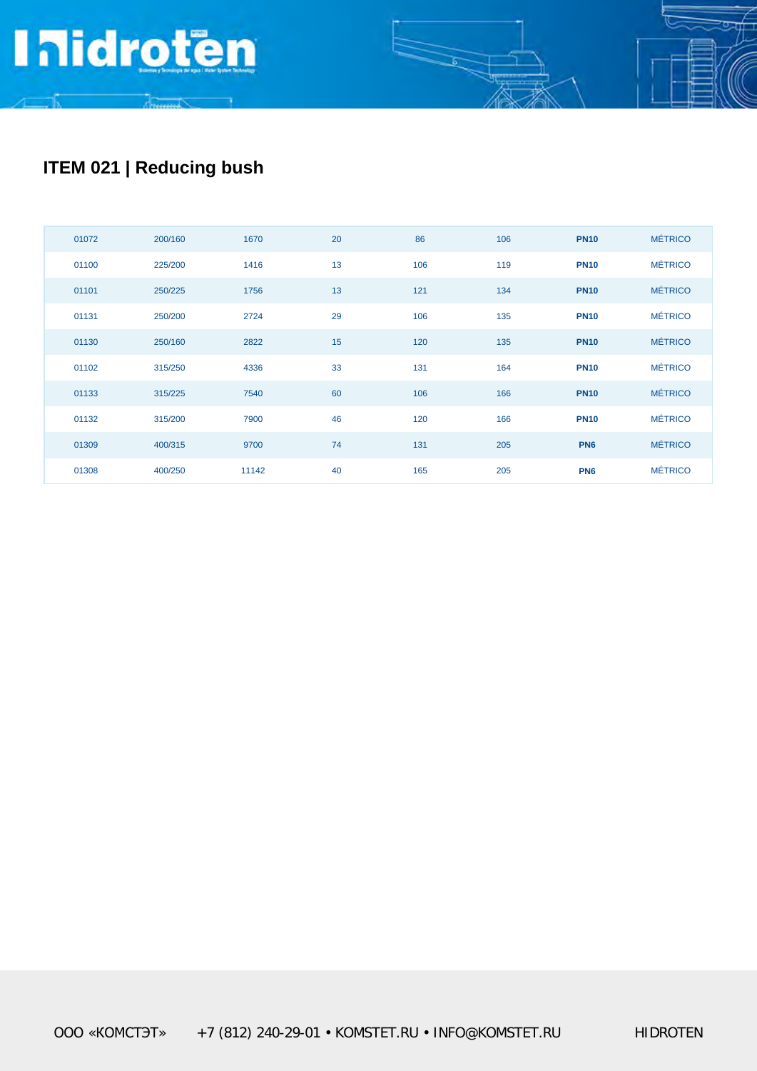## ITEM 021 | Reducing bush

| | | | | | | | |
|---|---|---|---|---|---|---|---|
| 01072 | 200/160 | 1670 | 20 | 86 | 106 | **PN10** | MÉTRICO |
| 01100 | 225/200 | 1416 | 13 | 106 | 119 | **PN10** | MÉTRICO |
| 01101 | 250/225 | 1756 | 13 | 121 | 134 | **PN10** | MÉTRICO |
| 01131 | 250/200 | 2724 | 29 | 106 | 135 | **PN10** | MÉTRICO |
| 01130 | 250/160 | 2822 | 15 | 120 | 135 | **PN10** | MÉTRICO |
| 01102 | 315/250 | 4336 | 33 | 131 | 164 | **PN10** | MÉTRICO |
| 01133 | 315/225 | 7540 | 60 | 106 | 166 | **PN10** | MÉTRICO |
| 01132 | 315/200 | 7900 | 46 | 120 | 166 | **PN10** | MÉTRICO |
| 01309 | 400/315 | 9700 | 74 | 131 | 205 | **PN6** | MÉTRICO |
| 01308 | 400/250 | 11142 | 40 | 165 | 205 | **PN6** | MÉTRICO |